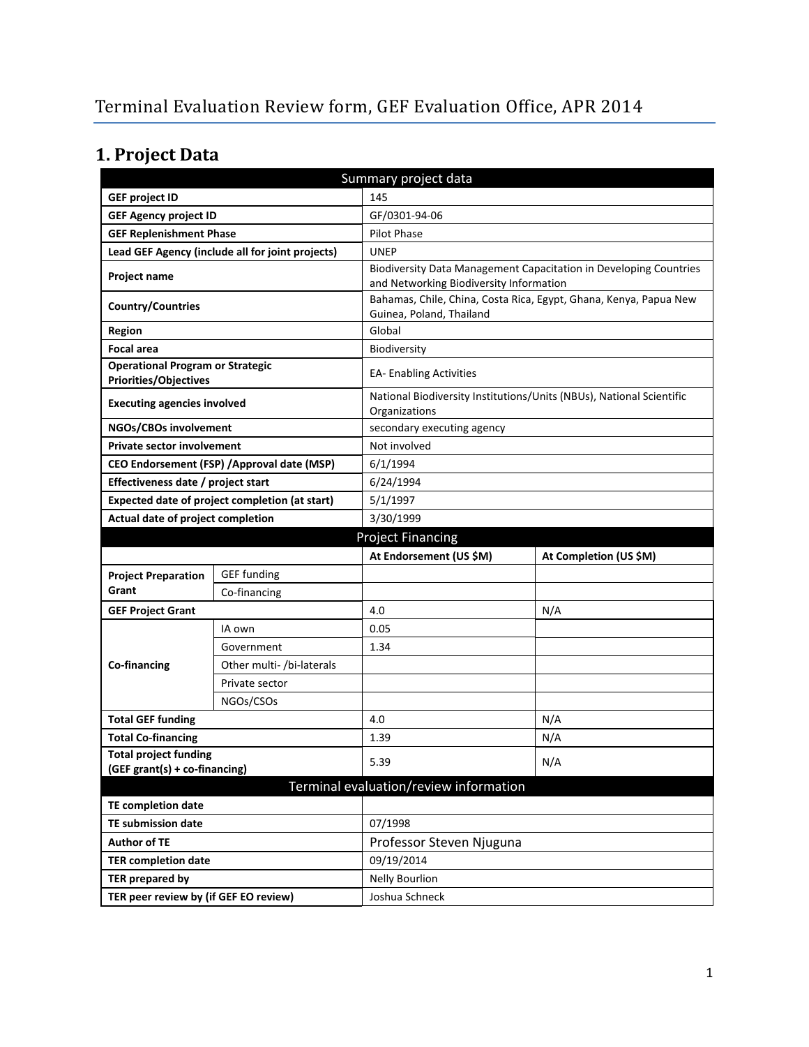# Terminal Evaluation Review form, GEF Evaluation Office, APR 2014

## 1. Project Data

| Summary project data | | | |
|---|---|---|---|
| **GEF project ID** | | 145 | |
| **GEF Agency project ID** | | GF/0301-94-06 | |
| **GEF Replenishment Phase** | | Pilot Phase | |
| **Lead GEF Agency (include all for joint projects)** | | UNEP | |
| **Project name** | | Biodiversity Data Management Capacitation in Developing Countries and Networking Biodiversity Information | |
| **Country/Countries** | | Bahamas, Chile, China, Costa Rica, Egypt, Ghana, Kenya, Papua New Guinea, Poland, Thailand | |
| **Region** | | Global | |
| **Focal area** | | Biodiversity | |
| **Operational Program or Strategic Priorities/Objectives** | | EA- Enabling Activities | |
| **Executing agencies involved** | | National Biodiversity Institutions/Units (NBUs), National Scientific Organizations | |
| **NGOs/CBOs involvement** | | secondary executing agency | |
| **Private sector involvement** | | Not involved | |
| **CEO Endorsement (FSP) /Approval date (MSP)** | | 6/1/1994 | |
| **Effectiveness date / project start** | | 6/24/1994 | |
| **Expected date of project completion (at start)** | | 5/1/1997 | |
| **Actual date of project completion** | | 3/30/1999 | |
| **Project Financing** | | | |
| | | **At Endorsement (US $M)** | **At Completion (US $M)** |
| **Project Preparation Grant** | GEF funding | | |
| | Co-financing | | |
| **GEF Project Grant** | | 4.0 | N/A |
| **Co-financing** | IA own | 0.05 | |
| | Government | 1.34 | |
| | Other multi- /bi-laterals | | |
| | Private sector | | |
| | NGOs/CSOs | | |
| **Total GEF funding** | | 4.0 | N/A |
| **Total Co-financing** | | 1.39 | N/A |
| **Total project funding (GEF grant(s) + co-financing)** | | 5.39 | N/A |
| **Terminal evaluation/review information** | | | |
| **TE completion date** | | | |
| **TE submission date** | | 07/1998 | |
| **Author of TE** | | Professor Steven Njuguna | |
| **TER completion date** | | 09/19/2014 | |
| **TER prepared by** | | Nelly Bourlion | |
| **TER peer review by (if GEF EO review)** | | Joshua Schneck | |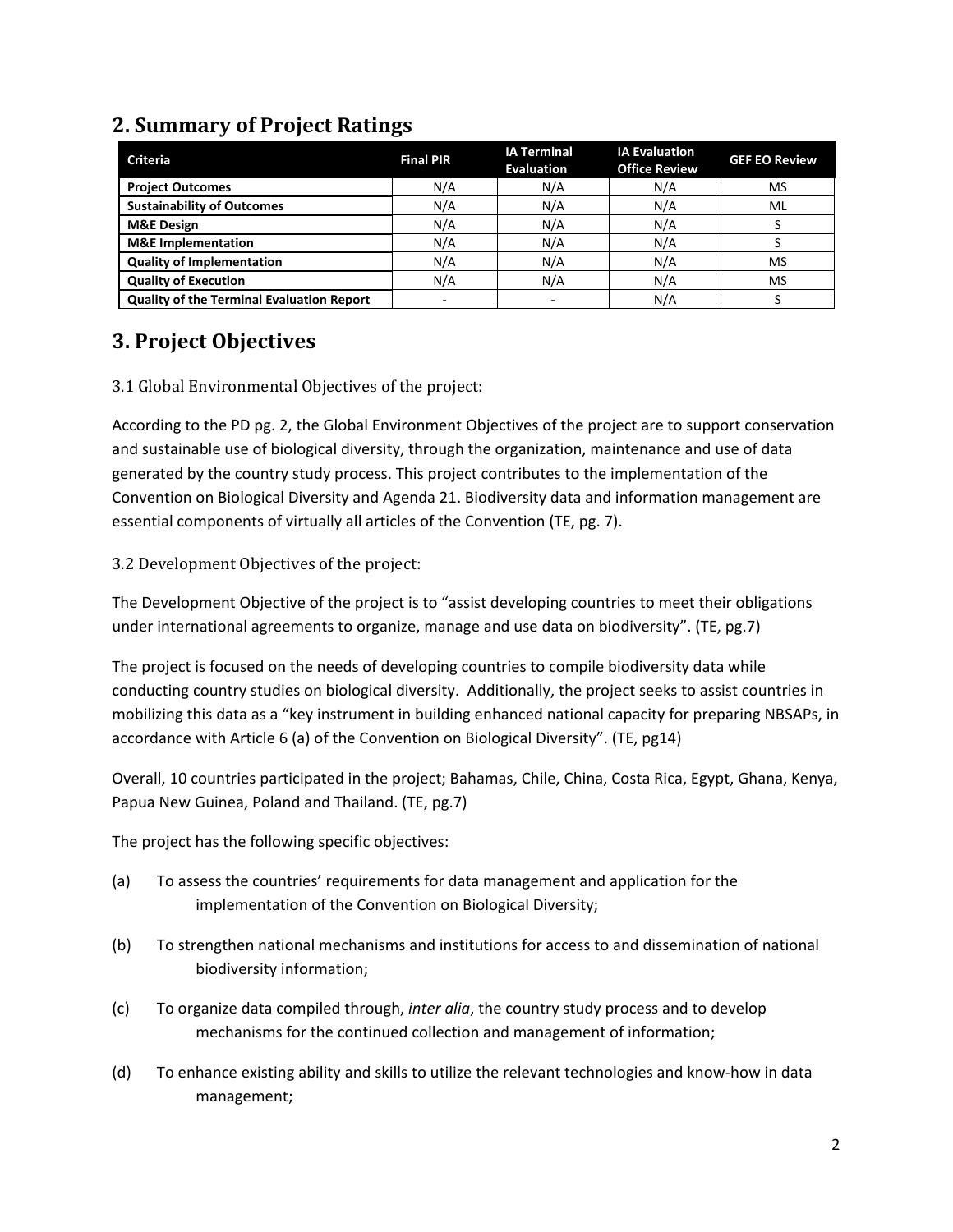## 2. Summary of Project Ratings

| Criteria | Final PIR | IA Terminal Evaluation | IA Evaluation Office Review | GEF EO Review |
|---|---|---|---|---|
| **Project Outcomes** | N/A | N/A | N/A | MS |
| **Sustainability of Outcomes** | N/A | N/A | N/A | ML |
| **M&E Design** | N/A | N/A | N/A | S |
| **M&E Implementation** | N/A | N/A | N/A | S |
| **Quality of Implementation** | N/A | N/A | N/A | MS |
| **Quality of Execution** | N/A | N/A | N/A | MS |
| **Quality of the Terminal Evaluation Report** | - | - | N/A | S |

## 3. Project Objectives

### 3.1 Global Environmental Objectives of the project:

According to the PD pg. 2, the Global Environment Objectives of the project are to support conservation and sustainable use of biological diversity, through the organization, maintenance and use of data generated by the country study process. This project contributes to the implementation of the Convention on Biological Diversity and Agenda 21. Biodiversity data and information management are essential components of virtually all articles of the Convention (TE, pg. 7).

### 3.2 Development Objectives of the project:

The Development Objective of the project is to "assist developing countries to meet their obligations under international agreements to organize, manage and use data on biodiversity". (TE, pg.7)

The project is focused on the needs of developing countries to compile biodiversity data while conducting country studies on biological diversity. Additionally, the project seeks to assist countries in mobilizing this data as a "key instrument in building enhanced national capacity for preparing NBSAPs, in accordance with Article 6 (a) of the Convention on Biological Diversity". (TE, pg14)

Overall, 10 countries participated in the project; Bahamas, Chile, China, Costa Rica, Egypt, Ghana, Kenya, Papua New Guinea, Poland and Thailand. (TE, pg.7)

The project has the following specific objectives:

(a) To assess the countries' requirements for data management and application for the implementation of the Convention on Biological Diversity;

(b) To strengthen national mechanisms and institutions for access to and dissemination of national biodiversity information;

(c) To organize data compiled through, *inter alia*, the country study process and to develop mechanisms for the continued collection and management of information;

(d) To enhance existing ability and skills to utilize the relevant technologies and know-how in data management;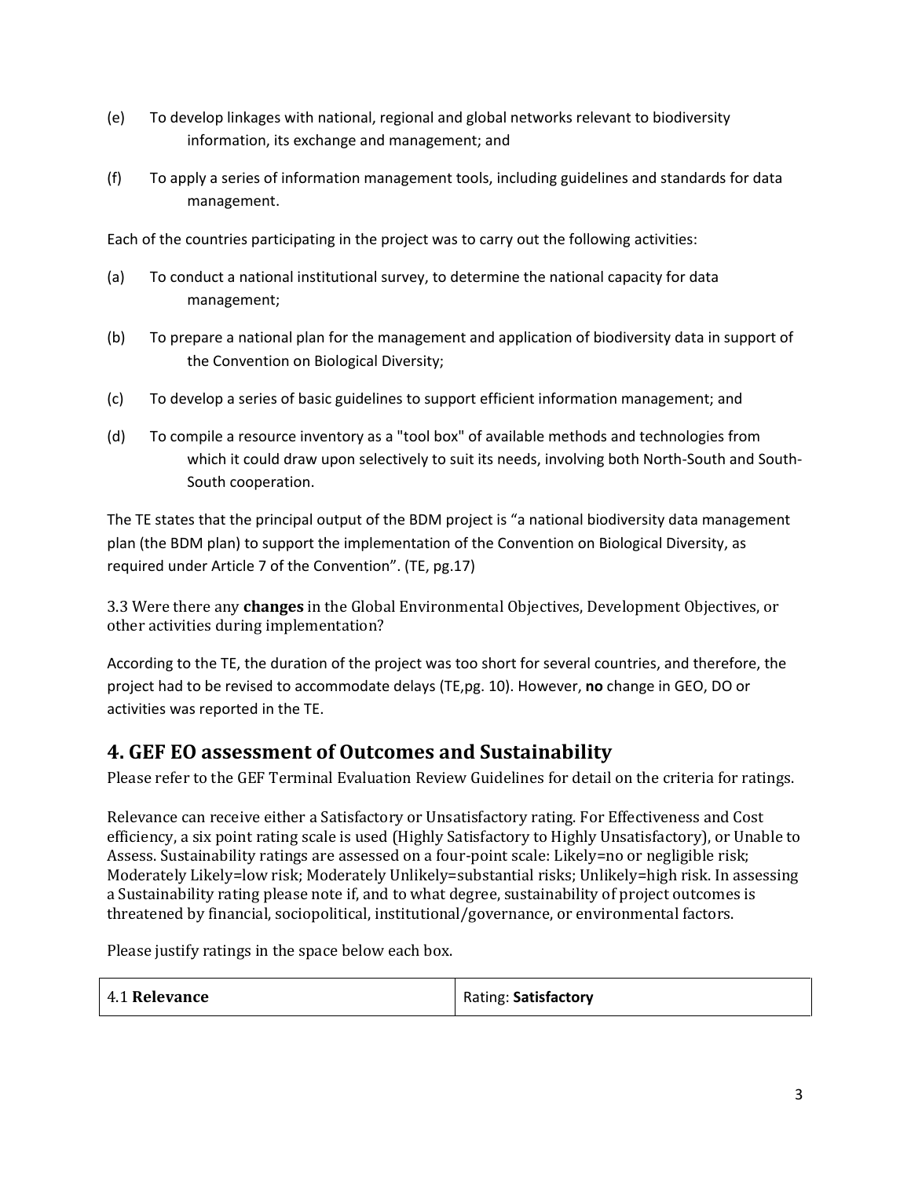(e) To develop linkages with national, regional and global networks relevant to biodiversity information, its exchange and management; and

(f) To apply a series of information management tools, including guidelines and standards for data management.

Each of the countries participating in the project was to carry out the following activities:

(a) To conduct a national institutional survey, to determine the national capacity for data management;

(b) To prepare a national plan for the management and application of biodiversity data in support of the Convention on Biological Diversity;

(c) To develop a series of basic guidelines to support efficient information management; and

(d) To compile a resource inventory as a "tool box" of available methods and technologies from which it could draw upon selectively to suit its needs, involving both North-South and South-South cooperation.

The TE states that the principal output of the BDM project is "a national biodiversity data management plan (the BDM plan) to support the implementation of the Convention on Biological Diversity, as required under Article 7 of the Convention". (TE, pg.17)

3.3 Were there any **changes** in the Global Environmental Objectives, Development Objectives, or other activities during implementation?

According to the TE, the duration of the project was too short for several countries, and therefore, the project had to be revised to accommodate delays (TE,pg. 10). However, **no** change in GEO, DO or activities was reported in the TE.

## 4. GEF EO assessment of Outcomes and Sustainability

Please refer to the GEF Terminal Evaluation Review Guidelines for detail on the criteria for ratings.

Relevance can receive either a Satisfactory or Unsatisfactory rating. For Effectiveness and Cost efficiency, a six point rating scale is used (Highly Satisfactory to Highly Unsatisfactory), or Unable to Assess. Sustainability ratings are assessed on a four-point scale: Likely=no or negligible risk; Moderately Likely=low risk; Moderately Unlikely=substantial risks; Unlikely=high risk. In assessing a Sustainability rating please note if, and to what degree, sustainability of project outcomes is threatened by financial, sociopolitical, institutional/governance, or environmental factors.

Please justify ratings in the space below each box.

| 4.1 **Relevance** | Rating: **Satisfactory** |
|---|---|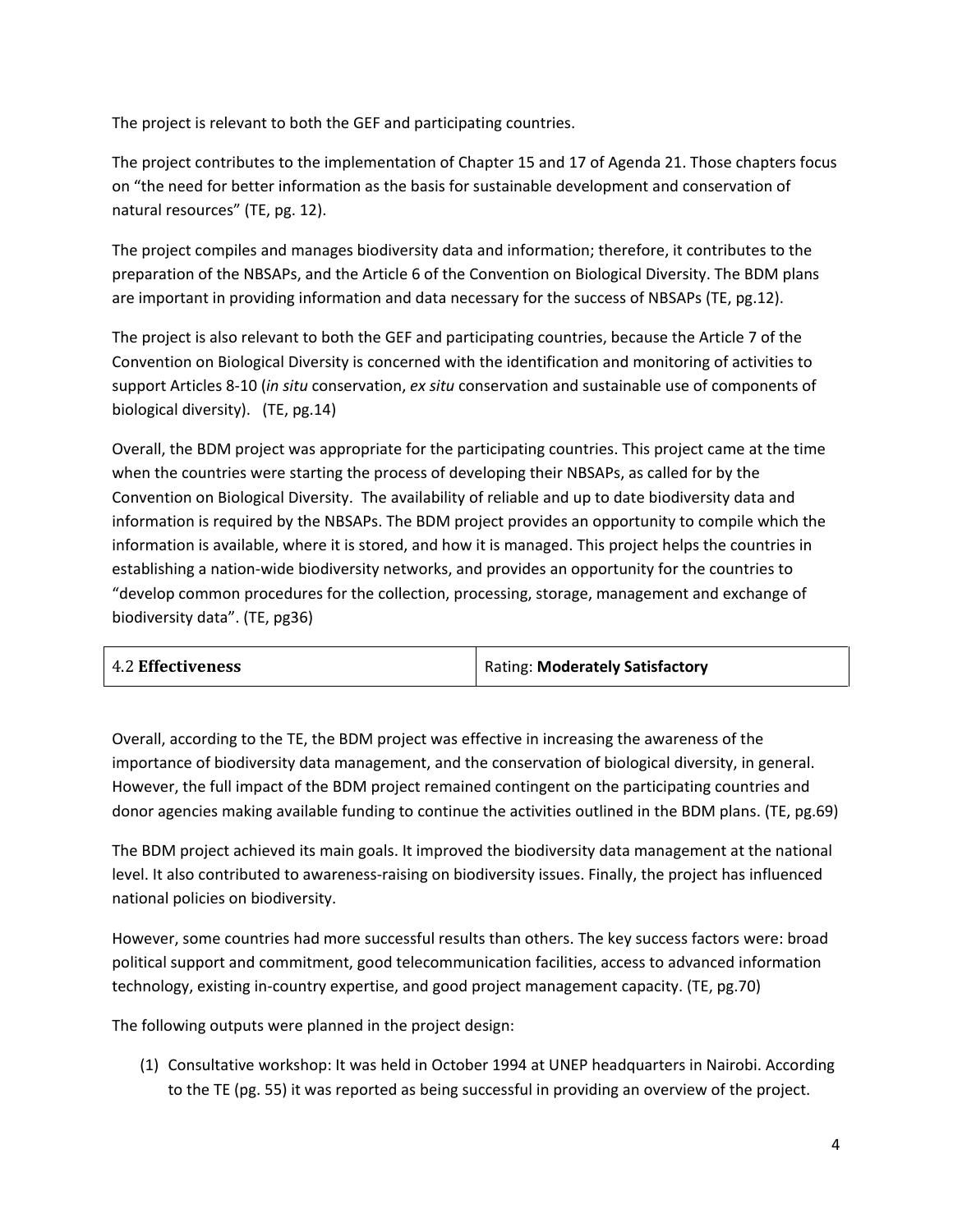The project is relevant to both the GEF and participating countries.

The project contributes to the implementation of Chapter 15 and 17 of Agenda 21. Those chapters focus on "the need for better information as the basis for sustainable development and conservation of natural resources" (TE, pg. 12).

The project compiles and manages biodiversity data and information; therefore, it contributes to the preparation of the NBSAPs, and the Article 6 of the Convention on Biological Diversity. The BDM plans are important in providing information and data necessary for the success of NBSAPs (TE, pg.12).

The project is also relevant to both the GEF and participating countries, because the Article 7 of the Convention on Biological Diversity is concerned with the identification and monitoring of activities to support Articles 8-10 (*in situ* conservation, *ex situ* conservation and sustainable use of components of biological diversity). (TE, pg.14)

Overall, the BDM project was appropriate for the participating countries. This project came at the time when the countries were starting the process of developing their NBSAPs, as called for by the Convention on Biological Diversity. The availability of reliable and up to date biodiversity data and information is required by the NBSAPs. The BDM project provides an opportunity to compile which the information is available, where it is stored, and how it is managed. This project helps the countries in establishing a nation-wide biodiversity networks, and provides an opportunity for the countries to "develop common procedures for the collection, processing, storage, management and exchange of biodiversity data". (TE, pg36)

| 4.2 **Effectiveness** | Rating: **Moderately Satisfactory** |
|---|---|

Overall, according to the TE, the BDM project was effective in increasing the awareness of the importance of biodiversity data management, and the conservation of biological diversity, in general. However, the full impact of the BDM project remained contingent on the participating countries and donor agencies making available funding to continue the activities outlined in the BDM plans. (TE, pg.69)

The BDM project achieved its main goals. It improved the biodiversity data management at the national level. It also contributed to awareness-raising on biodiversity issues. Finally, the project has influenced national policies on biodiversity.

However, some countries had more successful results than others. The key success factors were: broad political support and commitment, good telecommunication facilities, access to advanced information technology, existing in-country expertise, and good project management capacity. (TE, pg.70)

The following outputs were planned in the project design:

(1) Consultative workshop: It was held in October 1994 at UNEP headquarters in Nairobi. According to the TE (pg. 55) it was reported as being successful in providing an overview of the project.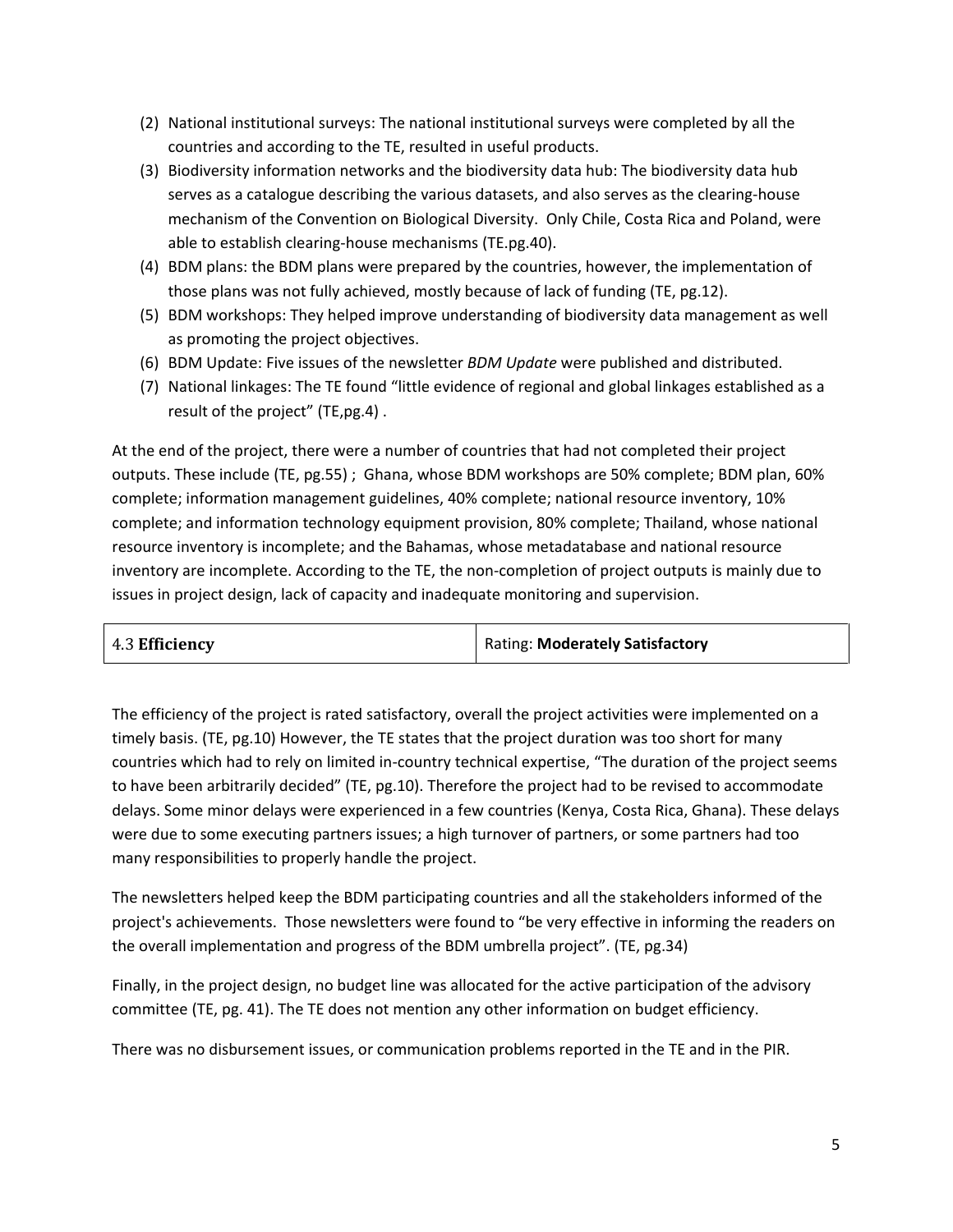(2) National institutional surveys: The national institutional surveys were completed by all the countries and according to the TE, resulted in useful products.
(3) Biodiversity information networks and the biodiversity data hub: The biodiversity data hub serves as a catalogue describing the various datasets, and also serves as the clearing-house mechanism of the Convention on Biological Diversity. Only Chile, Costa Rica and Poland, were able to establish clearing-house mechanisms (TE.pg.40).
(4) BDM plans: the BDM plans were prepared by the countries, however, the implementation of those plans was not fully achieved, mostly because of lack of funding (TE, pg.12).
(5) BDM workshops: They helped improve understanding of biodiversity data management as well as promoting the project objectives.
(6) BDM Update: Five issues of the newsletter *BDM Update* were published and distributed.
(7) National linkages: The TE found "little evidence of regional and global linkages established as a result of the project" (TE,pg.4) .

At the end of the project, there were a number of countries that had not completed their project outputs. These include (TE, pg.55) ; Ghana, whose BDM workshops are 50% complete; BDM plan, 60% complete; information management guidelines, 40% complete; national resource inventory, 10% complete; and information technology equipment provision, 80% complete; Thailand, whose national resource inventory is incomplete; and the Bahamas, whose metadatabase and national resource inventory are incomplete. According to the TE, the non-completion of project outputs is mainly due to issues in project design, lack of capacity and inadequate monitoring and supervision.

| 4.3 **Efficiency** | Rating: **Moderately Satisfactory** |
| --- | --- |

The efficiency of the project is rated satisfactory, overall the project activities were implemented on a timely basis. (TE, pg.10) However, the TE states that the project duration was too short for many countries which had to rely on limited in-country technical expertise, "The duration of the project seems to have been arbitrarily decided" (TE, pg.10). Therefore the project had to be revised to accommodate delays. Some minor delays were experienced in a few countries (Kenya, Costa Rica, Ghana). These delays were due to some executing partners issues; a high turnover of partners, or some partners had too many responsibilities to properly handle the project.

The newsletters helped keep the BDM participating countries and all the stakeholders informed of the project's achievements. Those newsletters were found to "be very effective in informing the readers on the overall implementation and progress of the BDM umbrella project". (TE, pg.34)

Finally, in the project design, no budget line was allocated for the active participation of the advisory committee (TE, pg. 41). The TE does not mention any other information on budget efficiency.

There was no disbursement issues, or communication problems reported in the TE and in the PIR.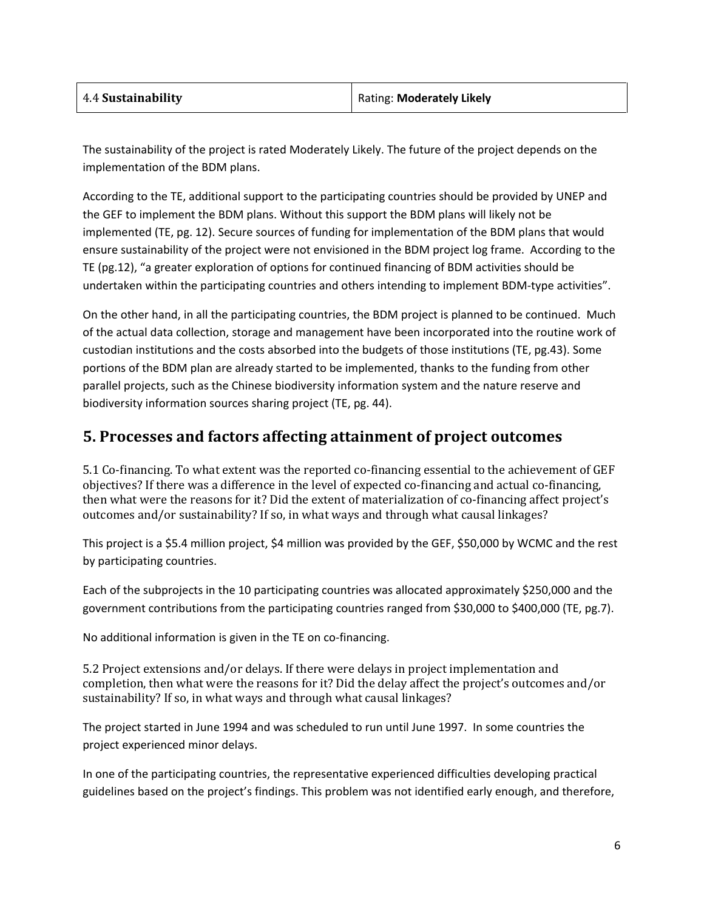| 4.4 **Sustainability** | Rating: **Moderately Likely** |
| --- | --- |

The sustainability of the project is rated Moderately Likely. The future of the project depends on the implementation of the BDM plans.

According to the TE, additional support to the participating countries should be provided by UNEP and the GEF to implement the BDM plans. Without this support the BDM plans will likely not be implemented (TE, pg. 12). Secure sources of funding for implementation of the BDM plans that would ensure sustainability of the project were not envisioned in the BDM project log frame. According to the TE (pg.12), "a greater exploration of options for continued financing of BDM activities should be undertaken within the participating countries and others intending to implement BDM-type activities".

On the other hand, in all the participating countries, the BDM project is planned to be continued. Much of the actual data collection, storage and management have been incorporated into the routine work of custodian institutions and the costs absorbed into the budgets of those institutions (TE, pg.43). Some portions of the BDM plan are already started to be implemented, thanks to the funding from other parallel projects, such as the Chinese biodiversity information system and the nature reserve and biodiversity information sources sharing project (TE, pg. 44).

## 5. Processes and factors affecting attainment of project outcomes

5.1 Co-financing. To what extent was the reported co-financing essential to the achievement of GEF objectives? If there was a difference in the level of expected co-financing and actual co-financing, then what were the reasons for it? Did the extent of materialization of co-financing affect project's outcomes and/or sustainability? If so, in what ways and through what causal linkages?

This project is a $5.4 million project, $4 million was provided by the GEF, $50,000 by WCMC and the rest by participating countries.

Each of the subprojects in the 10 participating countries was allocated approximately $250,000 and the government contributions from the participating countries ranged from $30,000 to $400,000 (TE, pg.7).

No additional information is given in the TE on co-financing.

5.2 Project extensions and/or delays. If there were delays in project implementation and completion, then what were the reasons for it? Did the delay affect the project's outcomes and/or sustainability? If so, in what ways and through what causal linkages?

The project started in June 1994 and was scheduled to run until June 1997. In some countries the project experienced minor delays.

In one of the participating countries, the representative experienced difficulties developing practical guidelines based on the project's findings. This problem was not identified early enough, and therefore,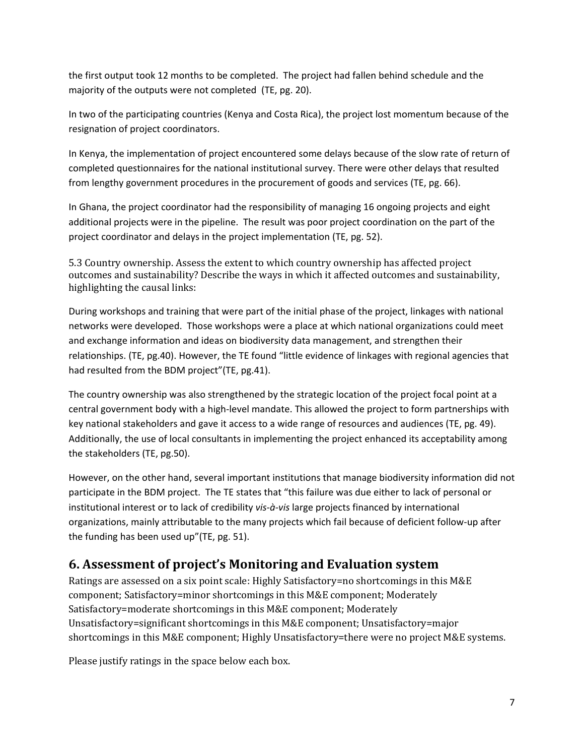the first output took 12 months to be completed. The project had fallen behind schedule and the majority of the outputs were not completed (TE, pg. 20).

In two of the participating countries (Kenya and Costa Rica), the project lost momentum because of the resignation of project coordinators.

In Kenya, the implementation of project encountered some delays because of the slow rate of return of completed questionnaires for the national institutional survey. There were other delays that resulted from lengthy government procedures in the procurement of goods and services (TE, pg. 66).

In Ghana, the project coordinator had the responsibility of managing 16 ongoing projects and eight additional projects were in the pipeline. The result was poor project coordination on the part of the project coordinator and delays in the project implementation (TE, pg. 52).

5.3 Country ownership. Assess the extent to which country ownership has affected project outcomes and sustainability? Describe the ways in which it affected outcomes and sustainability, highlighting the causal links:

During workshops and training that were part of the initial phase of the project, linkages with national networks were developed. Those workshops were a place at which national organizations could meet and exchange information and ideas on biodiversity data management, and strengthen their relationships. (TE, pg.40). However, the TE found "little evidence of linkages with regional agencies that had resulted from the BDM project"(TE, pg.41).

The country ownership was also strengthened by the strategic location of the project focal point at a central government body with a high-level mandate. This allowed the project to form partnerships with key national stakeholders and gave it access to a wide range of resources and audiences (TE, pg. 49). Additionally, the use of local consultants in implementing the project enhanced its acceptability among the stakeholders (TE, pg.50).

However, on the other hand, several important institutions that manage biodiversity information did not participate in the BDM project. The TE states that "this failure was due either to lack of personal or institutional interest or to lack of credibility *vis-à-vis* large projects financed by international organizations, mainly attributable to the many projects which fail because of deficient follow-up after the funding has been used up"(TE, pg. 51).

## 6. Assessment of project's Monitoring and Evaluation system

Ratings are assessed on a six point scale: Highly Satisfactory=no shortcomings in this M&E component; Satisfactory=minor shortcomings in this M&E component; Moderately Satisfactory=moderate shortcomings in this M&E component; Moderately Unsatisfactory=significant shortcomings in this M&E component; Unsatisfactory=major shortcomings in this M&E component; Highly Unsatisfactory=there were no project M&E systems.

Please justify ratings in the space below each box.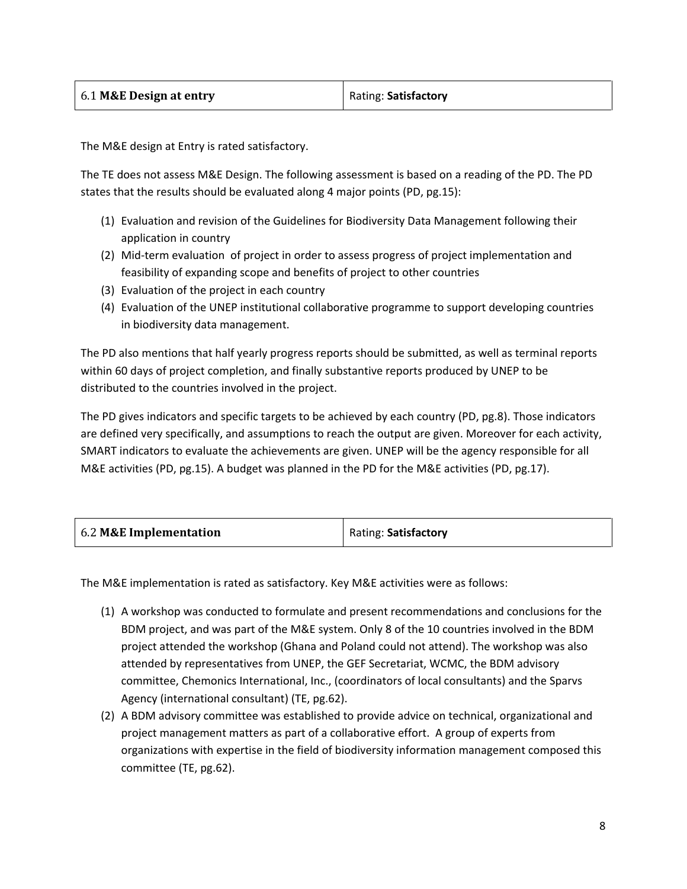| 6.1 **M&E Design at entry** | Rating: **Satisfactory** |
|---|---|

The M&E design at Entry is rated satisfactory.

The TE does not assess M&E Design. The following assessment is based on a reading of the PD. The PD states that the results should be evaluated along 4 major points (PD, pg.15):

1. Evaluation and revision of the Guidelines for Biodiversity Data Management following their application in country
2. Mid-term evaluation of project in order to assess progress of project implementation and feasibility of expanding scope and benefits of project to other countries
3. Evaluation of the project in each country
4. Evaluation of the UNEP institutional collaborative programme to support developing countries in biodiversity data management.

The PD also mentions that half yearly progress reports should be submitted, as well as terminal reports within 60 days of project completion, and finally substantive reports produced by UNEP to be distributed to the countries involved in the project.

The PD gives indicators and specific targets to be achieved by each country (PD, pg.8). Those indicators are defined very specifically, and assumptions to reach the output are given. Moreover for each activity, SMART indicators to evaluate the achievements are given. UNEP will be the agency responsible for all M&E activities (PD, pg.15). A budget was planned in the PD for the M&E activities (PD, pg.17).

| 6.2 **M&E Implementation** | Rating: **Satisfactory** |
|---|---|

The M&E implementation is rated as satisfactory. Key M&E activities were as follows:

1. A workshop was conducted to formulate and present recommendations and conclusions for the BDM project, and was part of the M&E system. Only 8 of the 10 countries involved in the BDM project attended the workshop (Ghana and Poland could not attend). The workshop was also attended by representatives from UNEP, the GEF Secretariat, WCMC, the BDM advisory committee, Chemonics International, Inc., (coordinators of local consultants) and the Sparvs Agency (international consultant) (TE, pg.62).
2. A BDM advisory committee was established to provide advice on technical, organizational and project management matters as part of a collaborative effort. A group of experts from organizations with expertise in the field of biodiversity information management composed this committee (TE, pg.62).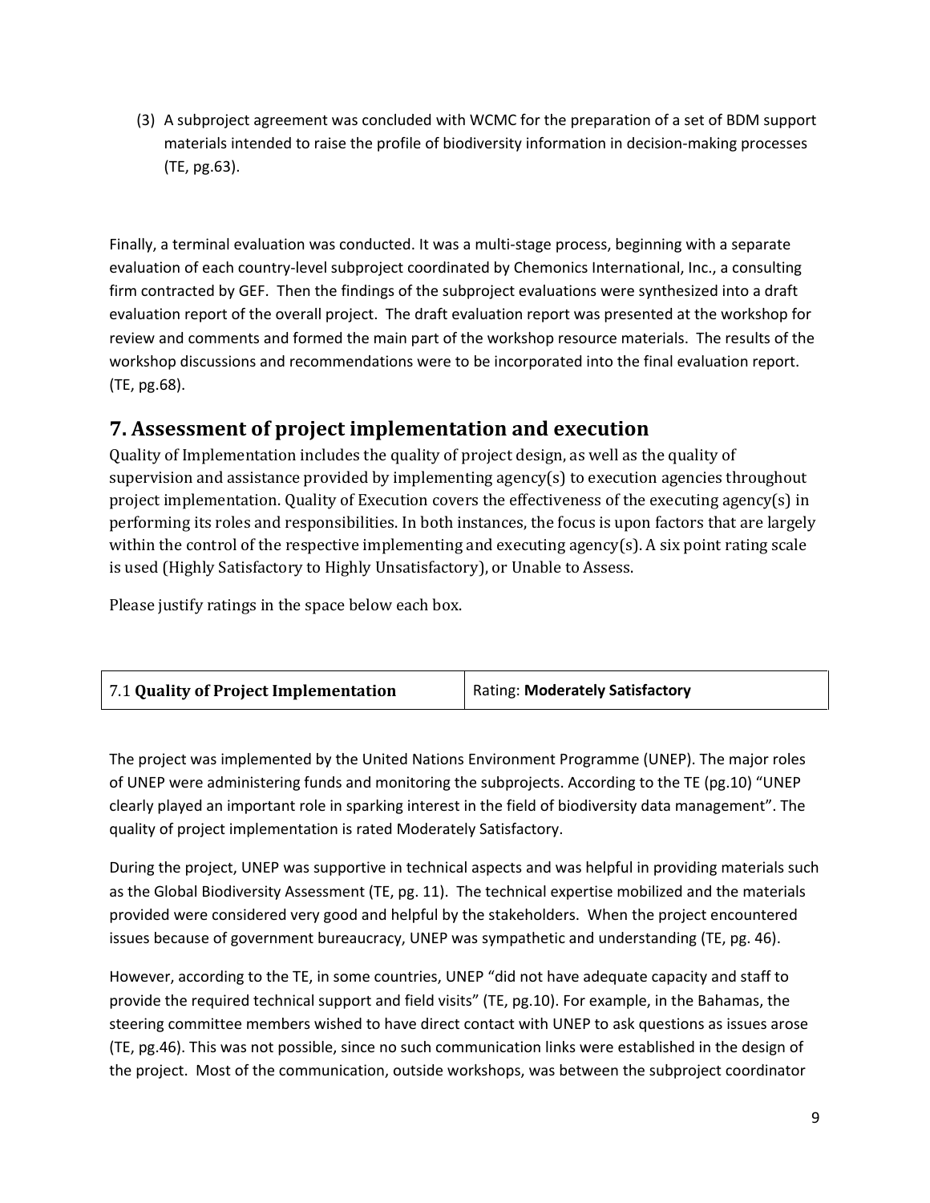(3) A subproject agreement was concluded with WCMC for the preparation of a set of BDM support materials intended to raise the profile of biodiversity information in decision-making processes (TE, pg.63).

Finally, a terminal evaluation was conducted. It was a multi-stage process, beginning with a separate evaluation of each country-level subproject coordinated by Chemonics International, Inc., a consulting firm contracted by GEF. Then the findings of the subproject evaluations were synthesized into a draft evaluation report of the overall project. The draft evaluation report was presented at the workshop for review and comments and formed the main part of the workshop resource materials. The results of the workshop discussions and recommendations were to be incorporated into the final evaluation report. (TE, pg.68).

# 7. Assessment of project implementation and execution

Quality of Implementation includes the quality of project design, as well as the quality of supervision and assistance provided by implementing agency(s) to execution agencies throughout project implementation. Quality of Execution covers the effectiveness of the executing agency(s) in performing its roles and responsibilities. In both instances, the focus is upon factors that are largely within the control of the respective implementing and executing agency(s). A six point rating scale is used (Highly Satisfactory to Highly Unsatisfactory), or Unable to Assess.

Please justify ratings in the space below each box.

| 7.1 **Quality of Project Implementation** | Rating: **Moderately Satisfactory** |
|---|---|

The project was implemented by the United Nations Environment Programme (UNEP). The major roles of UNEP were administering funds and monitoring the subprojects. According to the TE (pg.10) "UNEP clearly played an important role in sparking interest in the field of biodiversity data management". The quality of project implementation is rated Moderately Satisfactory.

During the project, UNEP was supportive in technical aspects and was helpful in providing materials such as the Global Biodiversity Assessment (TE, pg. 11). The technical expertise mobilized and the materials provided were considered very good and helpful by the stakeholders. When the project encountered issues because of government bureaucracy, UNEP was sympathetic and understanding (TE, pg. 46).

However, according to the TE, in some countries, UNEP "did not have adequate capacity and staff to provide the required technical support and field visits" (TE, pg.10). For example, in the Bahamas, the steering committee members wished to have direct contact with UNEP to ask questions as issues arose (TE, pg.46). This was not possible, since no such communication links were established in the design of the project. Most of the communication, outside workshops, was between the subproject coordinator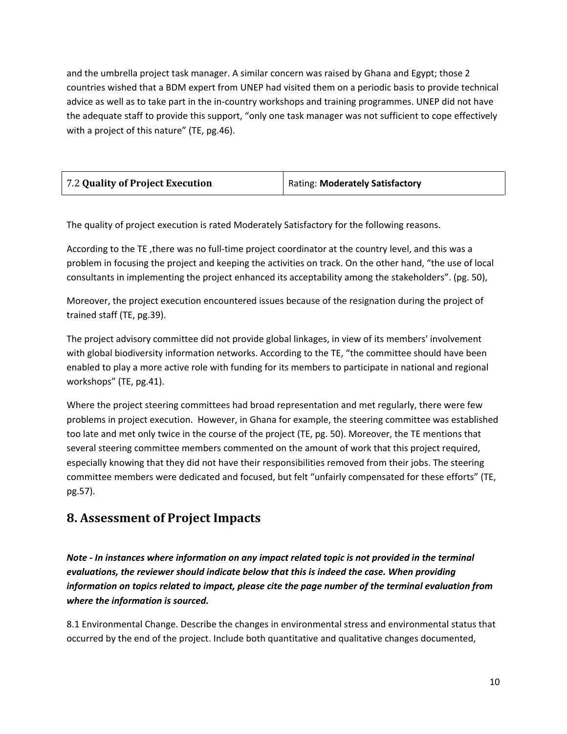and the umbrella project task manager. A similar concern was raised by Ghana and Egypt; those 2 countries wished that a BDM expert from UNEP had visited them on a periodic basis to provide technical advice as well as to take part in the in-country workshops and training programmes. UNEP did not have the adequate staff to provide this support, "only one task manager was not sufficient to cope effectively with a project of this nature" (TE, pg.46).

| 7.2 **Quality of Project Execution** | Rating: **Moderately Satisfactory** |
|---|---|

The quality of project execution is rated Moderately Satisfactory for the following reasons.

According to the TE ,there was no full-time project coordinator at the country level, and this was a problem in focusing the project and keeping the activities on track. On the other hand, "the use of local consultants in implementing the project enhanced its acceptability among the stakeholders". (pg. 50),

Moreover, the project execution encountered issues because of the resignation during the project of trained staff (TE, pg.39).

The project advisory committee did not provide global linkages, in view of its members' involvement with global biodiversity information networks. According to the TE, "the committee should have been enabled to play a more active role with funding for its members to participate in national and regional workshops" (TE, pg.41).

Where the project steering committees had broad representation and met regularly, there were few problems in project execution. However, in Ghana for example, the steering committee was established too late and met only twice in the course of the project (TE, pg. 50). Moreover, the TE mentions that several steering committee members commented on the amount of work that this project required, especially knowing that they did not have their responsibilities removed from their jobs. The steering committee members were dedicated and focused, but felt "unfairly compensated for these efforts" (TE, pg.57).

## 8. Assessment of Project Impacts

***Note - In instances where information on any impact related topic is not provided in the terminal evaluations, the reviewer should indicate below that this is indeed the case. When providing information on topics related to impact, please cite the page number of the terminal evaluation from where the information is sourced.***

8.1 Environmental Change. Describe the changes in environmental stress and environmental status that occurred by the end of the project. Include both quantitative and qualitative changes documented,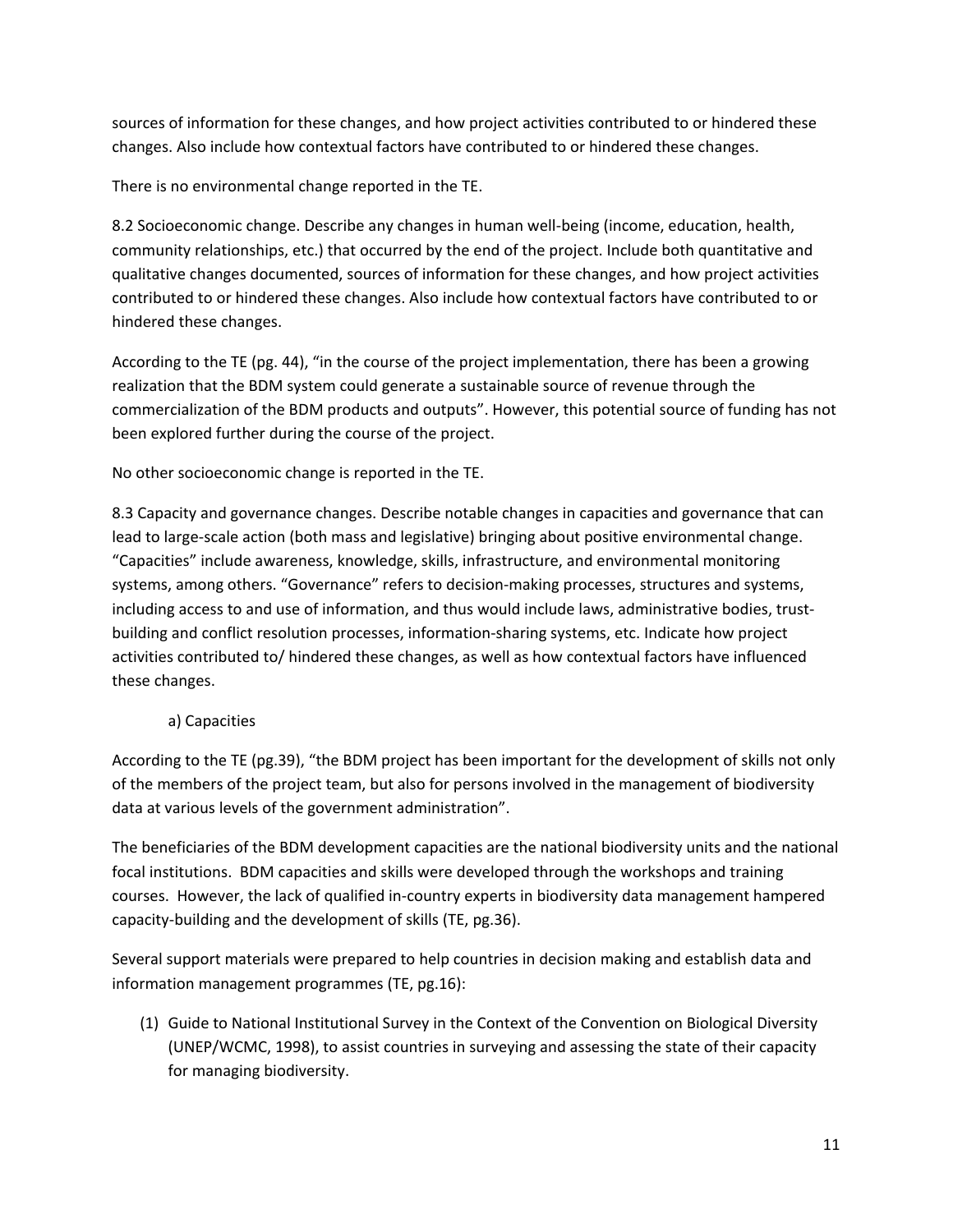sources of information for these changes, and how project activities contributed to or hindered these changes. Also include how contextual factors have contributed to or hindered these changes.

There is no environmental change reported in the TE.

8.2 Socioeconomic change. Describe any changes in human well-being (income, education, health, community relationships, etc.) that occurred by the end of the project. Include both quantitative and qualitative changes documented, sources of information for these changes, and how project activities contributed to or hindered these changes. Also include how contextual factors have contributed to or hindered these changes.

According to the TE (pg. 44), "in the course of the project implementation, there has been a growing realization that the BDM system could generate a sustainable source of revenue through the commercialization of the BDM products and outputs". However, this potential source of funding has not been explored further during the course of the project.

No other socioeconomic change is reported in the TE.

8.3 Capacity and governance changes. Describe notable changes in capacities and governance that can lead to large-scale action (both mass and legislative) bringing about positive environmental change. "Capacities" include awareness, knowledge, skills, infrastructure, and environmental monitoring systems, among others. "Governance" refers to decision-making processes, structures and systems, including access to and use of information, and thus would include laws, administrative bodies, trust-building and conflict resolution processes, information-sharing systems, etc. Indicate how project activities contributed to/ hindered these changes, as well as how contextual factors have influenced these changes.

a) Capacities

According to the TE (pg.39), "the BDM project has been important for the development of skills not only of the members of the project team, but also for persons involved in the management of biodiversity data at various levels of the government administration".

The beneficiaries of the BDM development capacities are the national biodiversity units and the national focal institutions. BDM capacities and skills were developed through the workshops and training courses. However, the lack of qualified in-country experts in biodiversity data management hampered capacity-building and the development of skills (TE, pg.36).

Several support materials were prepared to help countries in decision making and establish data and information management programmes (TE, pg.16):

(1) Guide to National Institutional Survey in the Context of the Convention on Biological Diversity (UNEP/WCMC, 1998), to assist countries in surveying and assessing the state of their capacity for managing biodiversity.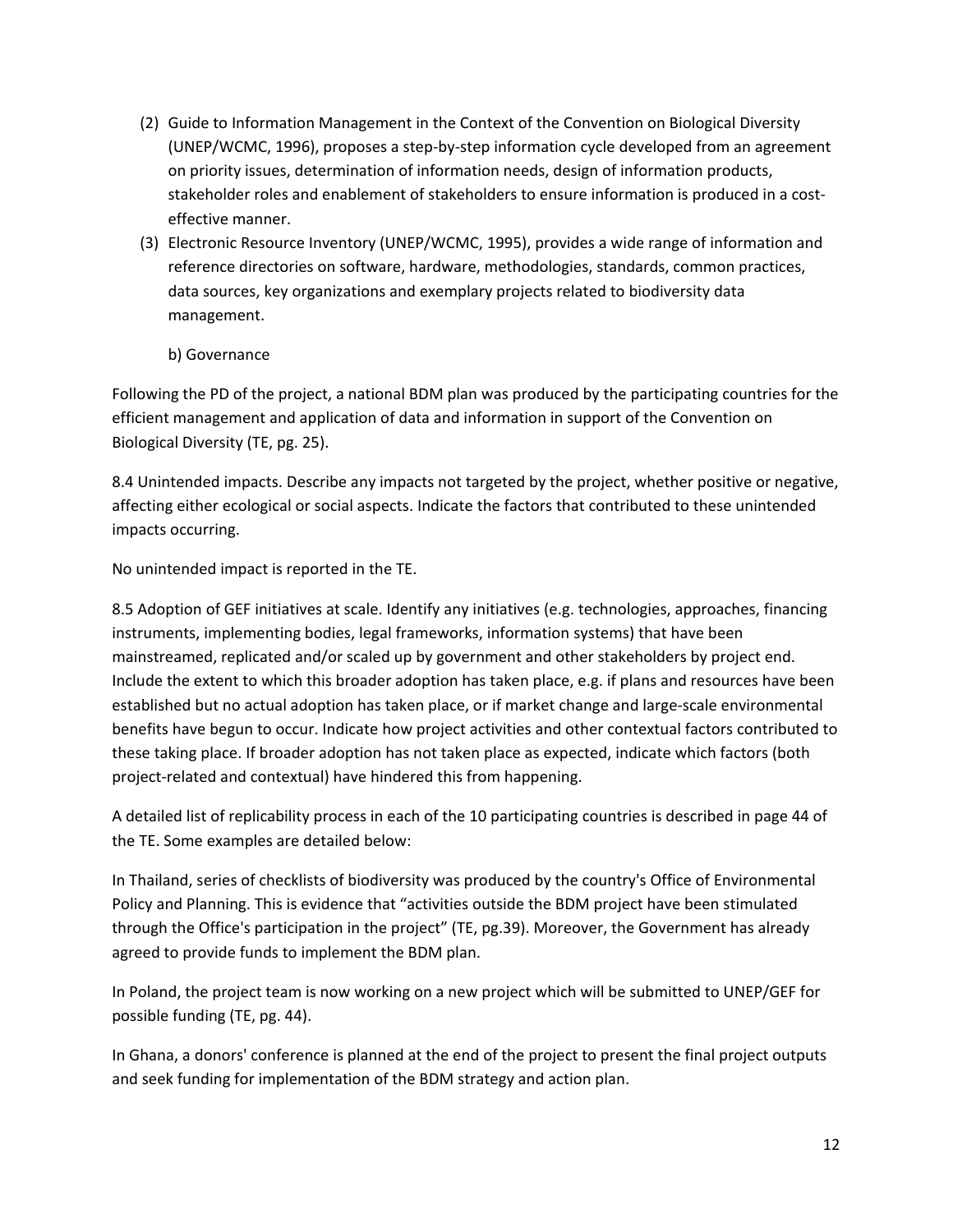(2) Guide to Information Management in the Context of the Convention on Biological Diversity (UNEP/WCMC, 1996), proposes a step-by-step information cycle developed from an agreement on priority issues, determination of information needs, design of information products, stakeholder roles and enablement of stakeholders to ensure information is produced in a cost-effective manner.

(3) Electronic Resource Inventory (UNEP/WCMC, 1995), provides a wide range of information and reference directories on software, hardware, methodologies, standards, common practices, data sources, key organizations and exemplary projects related to biodiversity data management.

b) Governance

Following the PD of the project, a national BDM plan was produced by the participating countries for the efficient management and application of data and information in support of the Convention on Biological Diversity (TE, pg. 25).

8.4 Unintended impacts. Describe any impacts not targeted by the project, whether positive or negative, affecting either ecological or social aspects. Indicate the factors that contributed to these unintended impacts occurring.

No unintended impact is reported in the TE.

8.5 Adoption of GEF initiatives at scale. Identify any initiatives (e.g. technologies, approaches, financing instruments, implementing bodies, legal frameworks, information systems) that have been mainstreamed, replicated and/or scaled up by government and other stakeholders by project end. Include the extent to which this broader adoption has taken place, e.g. if plans and resources have been established but no actual adoption has taken place, or if market change and large-scale environmental benefits have begun to occur. Indicate how project activities and other contextual factors contributed to these taking place. If broader adoption has not taken place as expected, indicate which factors (both project-related and contextual) have hindered this from happening.

A detailed list of replicability process in each of the 10 participating countries is described in page 44 of the TE. Some examples are detailed below:

In Thailand, series of checklists of biodiversity was produced by the country's Office of Environmental Policy and Planning. This is evidence that "activities outside the BDM project have been stimulated through the Office's participation in the project" (TE, pg.39). Moreover, the Government has already agreed to provide funds to implement the BDM plan.

In Poland, the project team is now working on a new project which will be submitted to UNEP/GEF for possible funding (TE, pg. 44).

In Ghana, a donors' conference is planned at the end of the project to present the final project outputs and seek funding for implementation of the BDM strategy and action plan.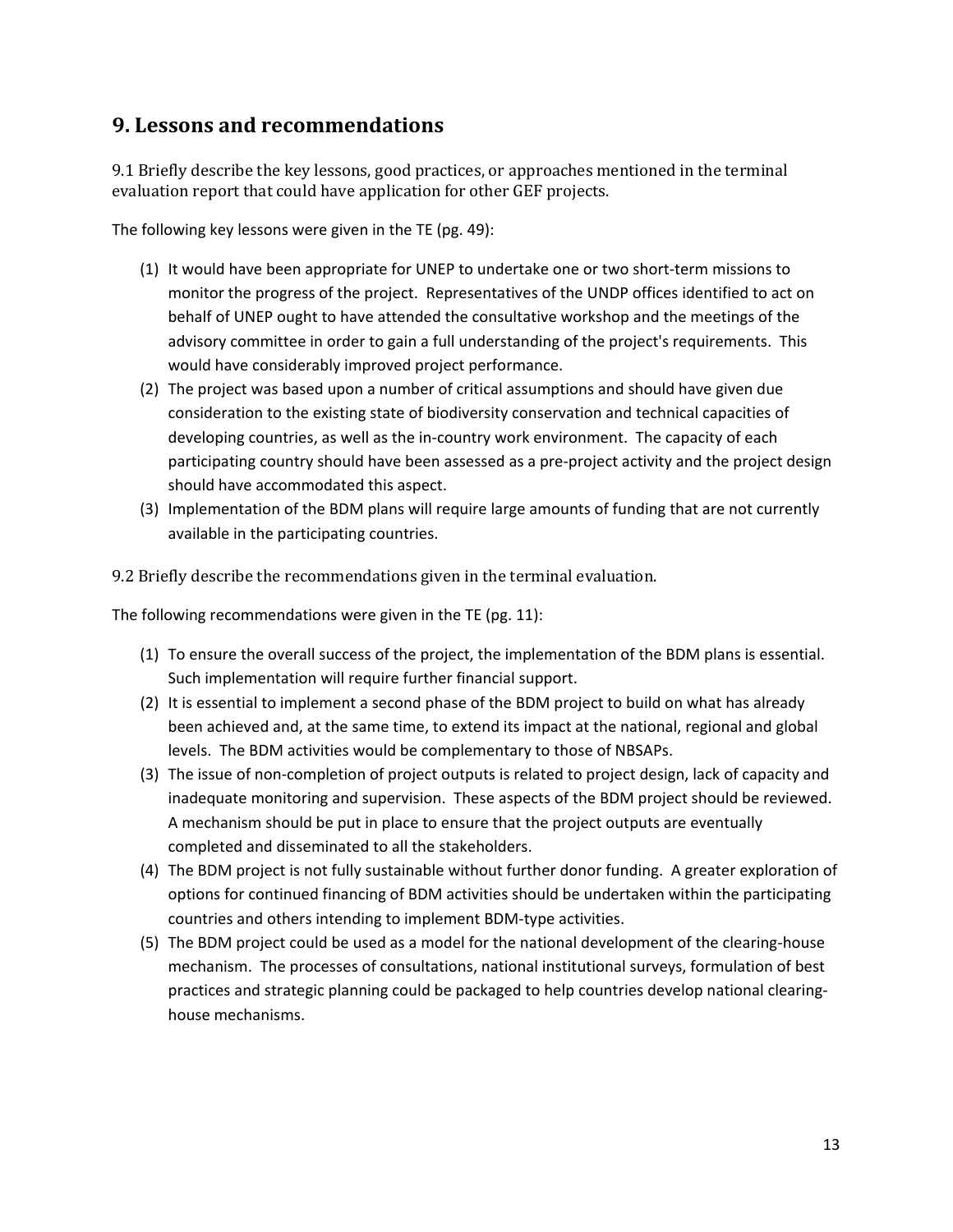## 9. Lessons and recommendations

9.1 Briefly describe the key lessons, good practices, or approaches mentioned in the terminal evaluation report that could have application for other GEF projects.

The following key lessons were given in the TE (pg. 49):

(1) It would have been appropriate for UNEP to undertake one or two short-term missions to monitor the progress of the project. Representatives of the UNDP offices identified to act on behalf of UNEP ought to have attended the consultative workshop and the meetings of the advisory committee in order to gain a full understanding of the project's requirements. This would have considerably improved project performance.

(2) The project was based upon a number of critical assumptions and should have given due consideration to the existing state of biodiversity conservation and technical capacities of developing countries, as well as the in-country work environment. The capacity of each participating country should have been assessed as a pre-project activity and the project design should have accommodated this aspect.

(3) Implementation of the BDM plans will require large amounts of funding that are not currently available in the participating countries.

9.2 Briefly describe the recommendations given in the terminal evaluation.

The following recommendations were given in the TE (pg. 11):

(1) To ensure the overall success of the project, the implementation of the BDM plans is essential. Such implementation will require further financial support.

(2) It is essential to implement a second phase of the BDM project to build on what has already been achieved and, at the same time, to extend its impact at the national, regional and global levels. The BDM activities would be complementary to those of NBSAPs.

(3) The issue of non-completion of project outputs is related to project design, lack of capacity and inadequate monitoring and supervision. These aspects of the BDM project should be reviewed. A mechanism should be put in place to ensure that the project outputs are eventually completed and disseminated to all the stakeholders.

(4) The BDM project is not fully sustainable without further donor funding. A greater exploration of options for continued financing of BDM activities should be undertaken within the participating countries and others intending to implement BDM-type activities.

(5) The BDM project could be used as a model for the national development of the clearing-house mechanism. The processes of consultations, national institutional surveys, formulation of best practices and strategic planning could be packaged to help countries develop national clearing-house mechanisms.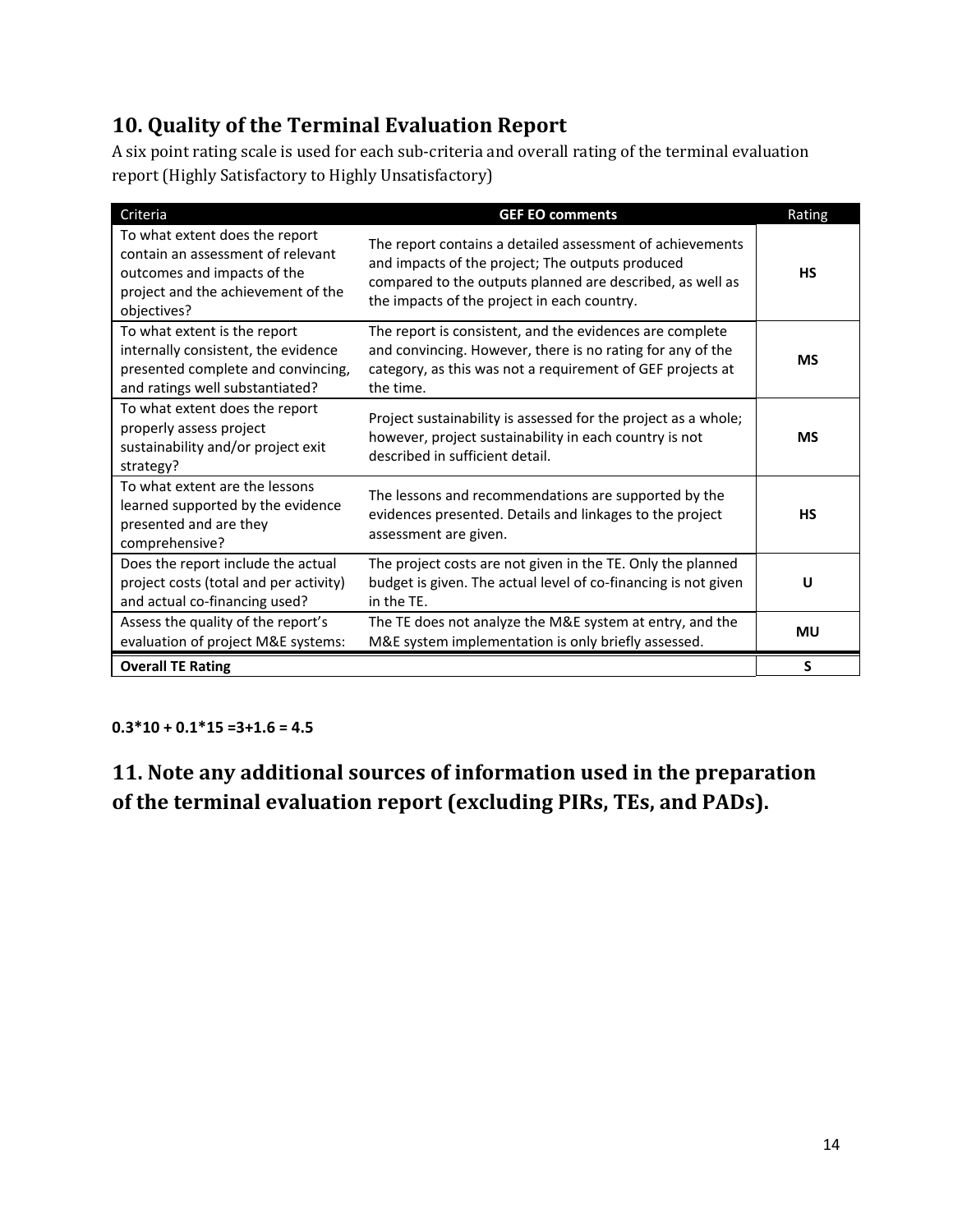## 10. Quality of the Terminal Evaluation Report

A six point rating scale is used for each sub-criteria and overall rating of the terminal evaluation report (Highly Satisfactory to Highly Unsatisfactory)

| Criteria | GEF EO comments | Rating |
|---|---|---|
| To what extent does the report contain an assessment of relevant outcomes and impacts of the project and the achievement of the objectives? | The report contains a detailed assessment of achievements and impacts of the project; The outputs produced compared to the outputs planned are described, as well as the impacts of the project in each country. | **HS** |
| To what extent is the report internally consistent, the evidence presented complete and convincing, and ratings well substantiated? | The report is consistent, and the evidences are complete and convincing. However, there is no rating for any of the category, as this was not a requirement of GEF projects at the time. | **MS** |
| To what extent does the report properly assess project sustainability and/or project exit strategy? | Project sustainability is assessed for the project as a whole; however, project sustainability in each country is not described in sufficient detail. | **MS** |
| To what extent are the lessons learned supported by the evidence presented and are they comprehensive? | The lessons and recommendations are supported by the evidences presented. Details and linkages to the project assessment are given. | **HS** |
| Does the report include the actual project costs (total and per activity) and actual co-financing used? | The project costs are not given in the TE. Only the planned budget is given. The actual level of co-financing is not given in the TE. | **U** |
| Assess the quality of the report's evaluation of project M&E systems: | The TE does not analyze the M&E system at entry, and the M&E system implementation is only briefly assessed. | **MU** |
| **Overall TE Rating** | | **S** |

**0.3*10 + 0.1*15 =3+1.6 = 4.5**

## 11. Note any additional sources of information used in the preparation of the terminal evaluation report (excluding PIRs, TEs, and PADs).